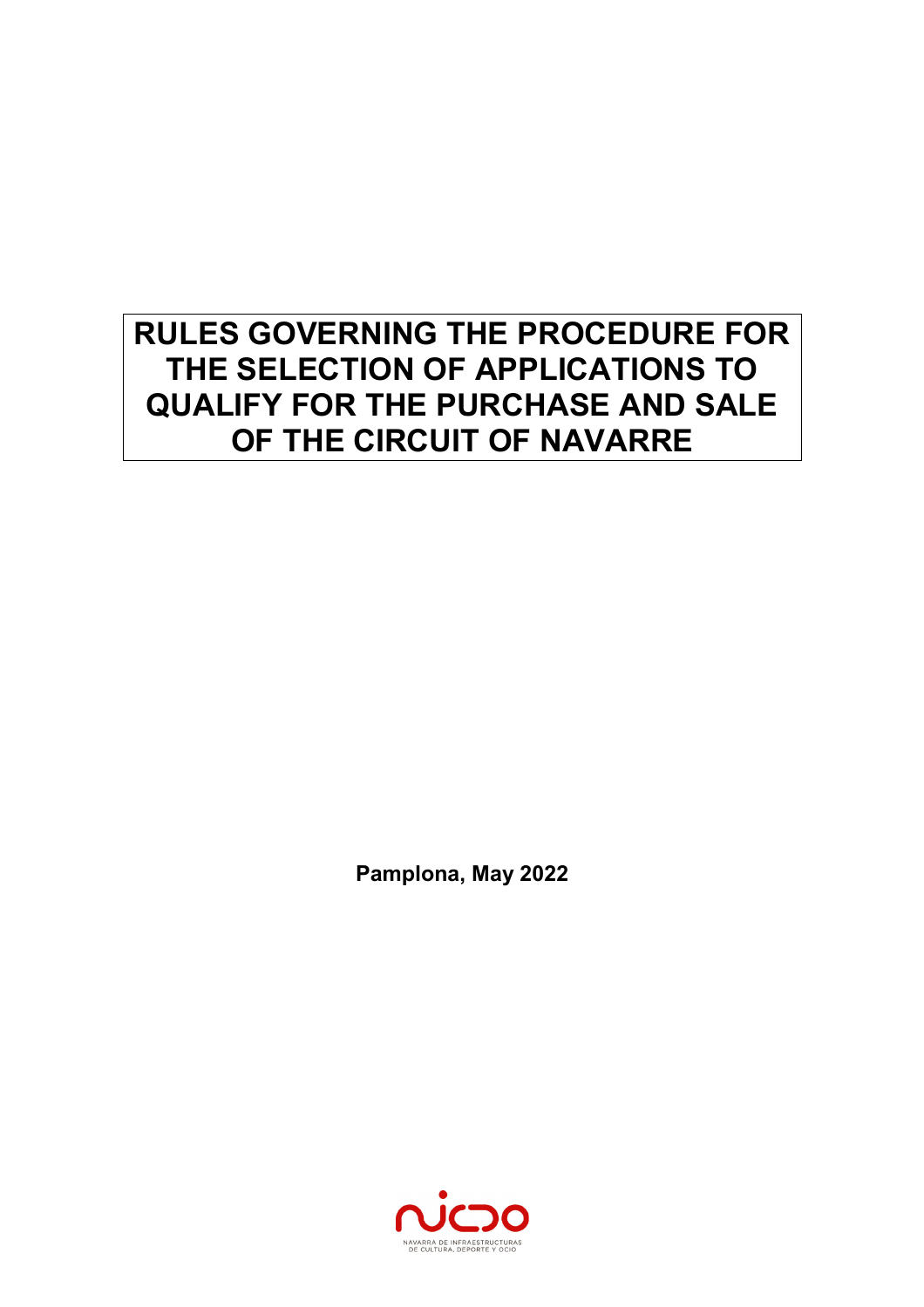# RULES GOVERNING THE PROCEDURE FOR THE SELECTION OF APPLICATIONS TO QUALIFY FOR THE PURCHASE AND SALE OF THE CIRCUIT OF NAVARRE

**Pamplona, May 2022**

NAVARRA DE INFRAESTRUCTURAS DE CULTURA, DEPORTE Y OCIO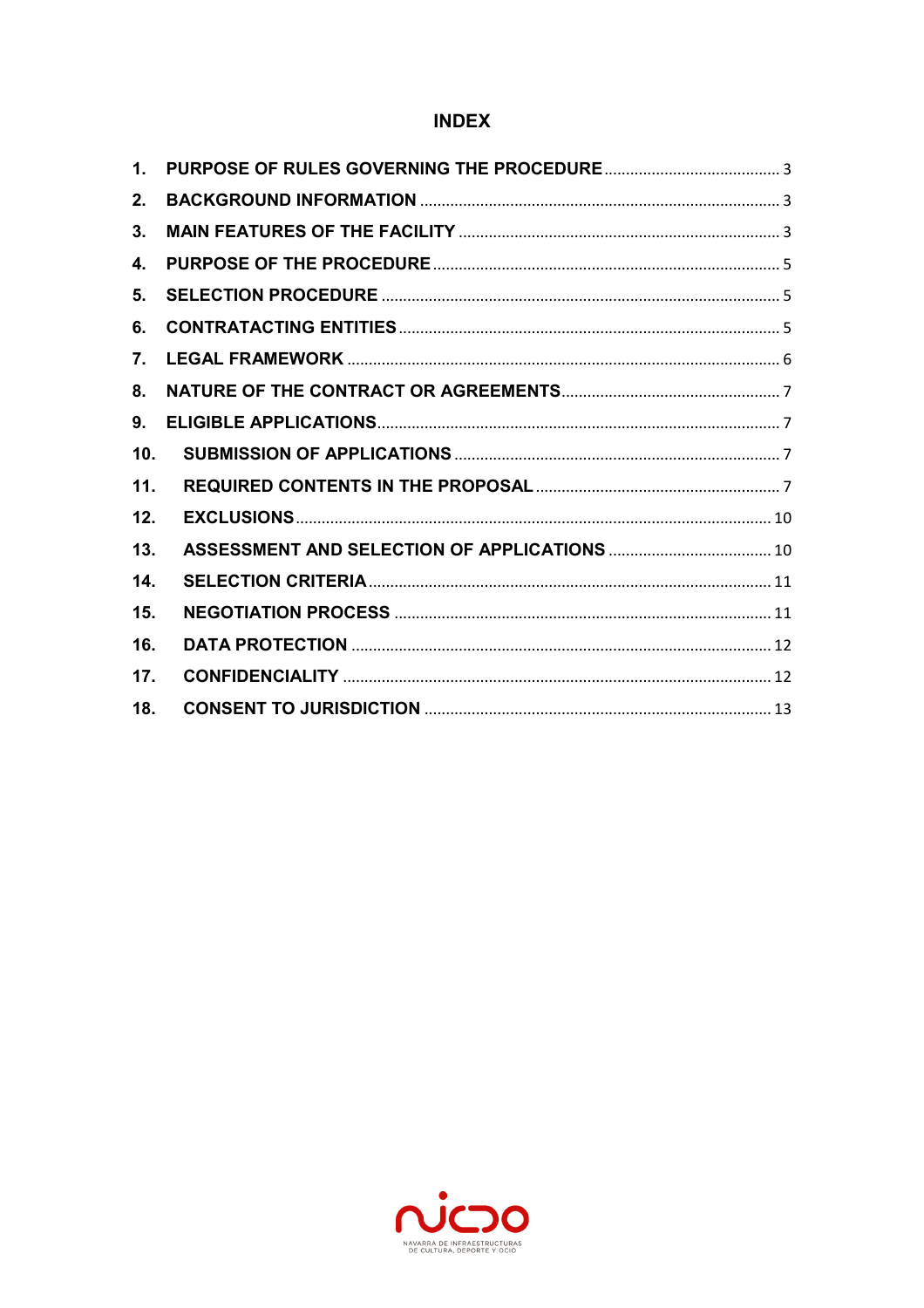# INDEX

1. PURPOSE OF RULES GOVERNING THE PROCEDURE ........ 3
2. BACKGROUND INFORMATION ........ 3
3. MAIN FEATURES OF THE FACILITY ........ 3
4. PURPOSE OF THE PROCEDURE ........ 5
5. SELECTION PROCEDURE ........ 5
6. CONTRATACTING ENTITIES ........ 5
7. LEGAL FRAMEWORK ........ 6
8. NATURE OF THE CONTRACT OR AGREEMENTS ........ 7
9. ELIGIBLE APPLICATIONS ........ 7
10. SUBMISSION OF APPLICATIONS ........ 7
11. REQUIRED CONTENTS IN THE PROPOSAL ........ 7
12. EXCLUSIONS ........ 10
13. ASSESSMENT AND SELECTION OF APPLICATIONS ........ 10
14. SELECTION CRITERIA ........ 11
15. NEGOTIATION PROCESS ........ 11
16. DATA PROTECTION ........ 12
17. CONFIDENCIALITY ........ 12
18. CONSENT TO JURISDICTION ........ 13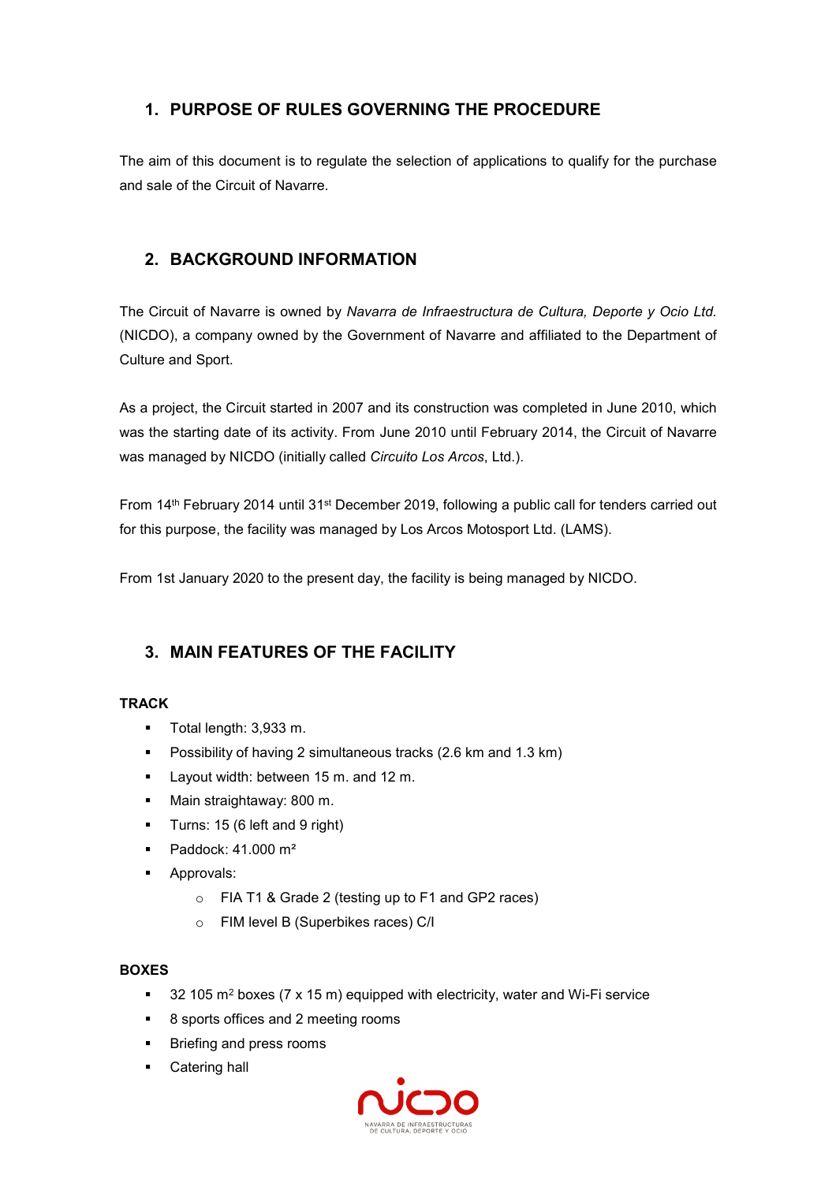## 1. PURPOSE OF RULES GOVERNING THE PROCEDURE

The aim of this document is to regulate the selection of applications to qualify for the purchase and sale of the Circuit of Navarre.

## 2. BACKGROUND INFORMATION

The Circuit of Navarre is owned by *Navarra de Infraestructura de Cultura, Deporte y Ocio Ltd.* (NICDO), a company owned by the Government of Navarre and affiliated to the Department of Culture and Sport.

As a project, the Circuit started in 2007 and its construction was completed in June 2010, which was the starting date of its activity. From June 2010 until February 2014, the Circuit of Navarre was managed by NICDO (initially called *Circuito Los Arcos*, Ltd.).

From 14th February 2014 until 31st December 2019, following a public call for tenders carried out for this purpose, the facility was managed by Los Arcos Motosport Ltd. (LAMS).

From 1st January 2020 to the present day, the facility is being managed by NICDO.

## 3. MAIN FEATURES OF THE FACILITY

**TRACK**

- Total length: 3,933 m.
- Possibility of having 2 simultaneous tracks (2.6 km and 1.3 km)
- Layout width: between 15 m. and 12 m.
- Main straightaway: 800 m.
- Turns: 15 (6 left and 9 right)
- Paddock: 41.000 m²
- Approvals:
  - FIA T1 & Grade 2 (testing up to F1 and GP2 races)
  - FIM level B (Superbikes races) C/I

**BOXES**

- 32 105 m² boxes (7 x 15 m) equipped with electricity, water and Wi-Fi service
- 8 sports offices and 2 meeting rooms
- Briefing and press rooms
- Catering hall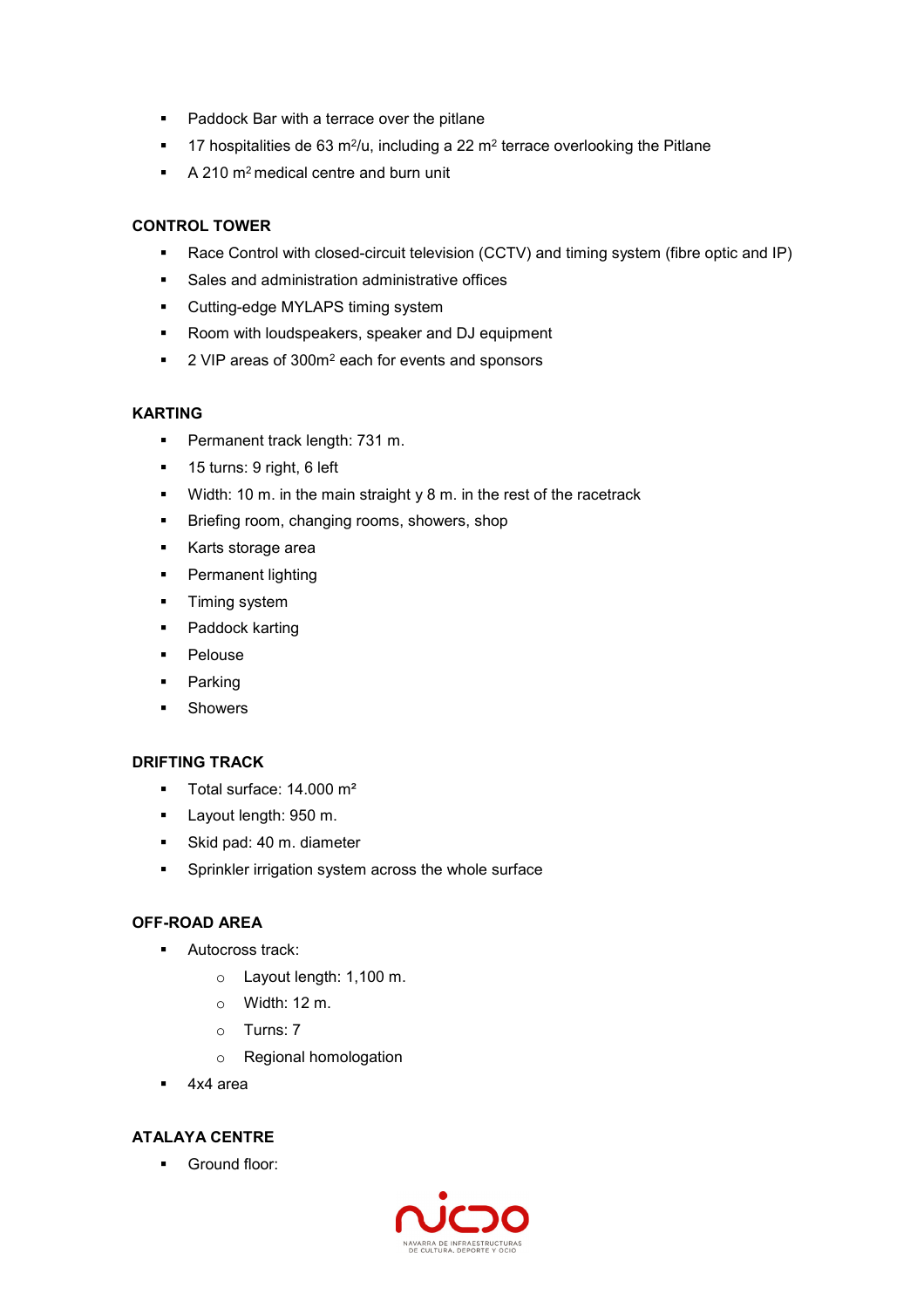- Paddock Bar with a terrace over the pitlane
- 17 hospitalities de 63 m²/u, including a 22 m² terrace overlooking the Pitlane
- A 210 m² medical centre and burn unit

**CONTROL TOWER**

- Race Control with closed-circuit television (CCTV) and timing system (fibre optic and IP)
- Sales and administration administrative offices
- Cutting-edge MYLAPS timing system
- Room with loudspeakers, speaker and DJ equipment
- 2 VIP areas of 300m² each for events and sponsors

**KARTING**

- Permanent track length: 731 m.
- 15 turns: 9 right, 6 left
- Width: 10 m. in the main straight y 8 m. in the rest of the racetrack
- Briefing room, changing rooms, showers, shop
- Karts storage area
- Permanent lighting
- Timing system
- Paddock karting
- Pelouse
- Parking
- Showers

**DRIFTING TRACK**

- Total surface: 14.000 m²
- Layout length: 950 m.
- Skid pad: 40 m. diameter
- Sprinkler irrigation system across the whole surface

**OFF-ROAD AREA**

- Autocross track:
  - Layout length: 1,100 m.
  - Width: 12 m.
  - Turns: 7
  - Regional homologation
- 4x4 area

**ATALAYA CENTRE**

- Ground floor: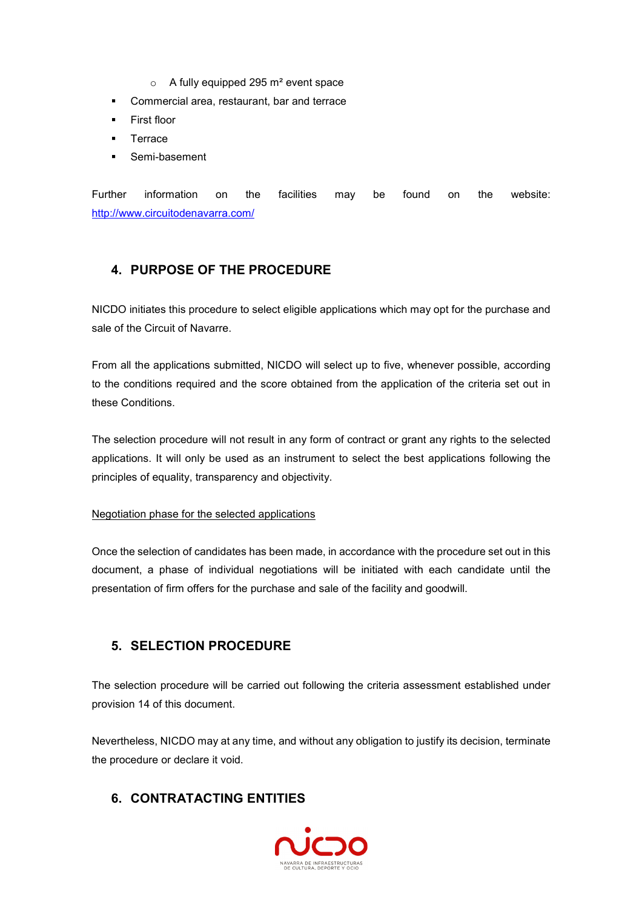- A fully equipped 295 m² event space
- Commercial area, restaurant, bar and terrace
- First floor
- Terrace
- Semi-basement

Further information on the facilities may be found on the website: http://www.circuitodenavarra.com/

## 4. PURPOSE OF THE PROCEDURE

NICDO initiates this procedure to select eligible applications which may opt for the purchase and sale of the Circuit of Navarre.

From all the applications submitted, NICDO will select up to five, whenever possible, according to the conditions required and the score obtained from the application of the criteria set out in these Conditions.

The selection procedure will not result in any form of contract or grant any rights to the selected applications. It will only be used as an instrument to select the best applications following the principles of equality, transparency and objectivity.

Negotiation phase for the selected applications

Once the selection of candidates has been made, in accordance with the procedure set out in this document, a phase of individual negotiations will be initiated with each candidate until the presentation of firm offers for the purchase and sale of the facility and goodwill.

## 5. SELECTION PROCEDURE

The selection procedure will be carried out following the criteria assessment established under provision 14 of this document.

Nevertheless, NICDO may at any time, and without any obligation to justify its decision, terminate the procedure or declare it void.

## 6. CONTRATACTING ENTITIES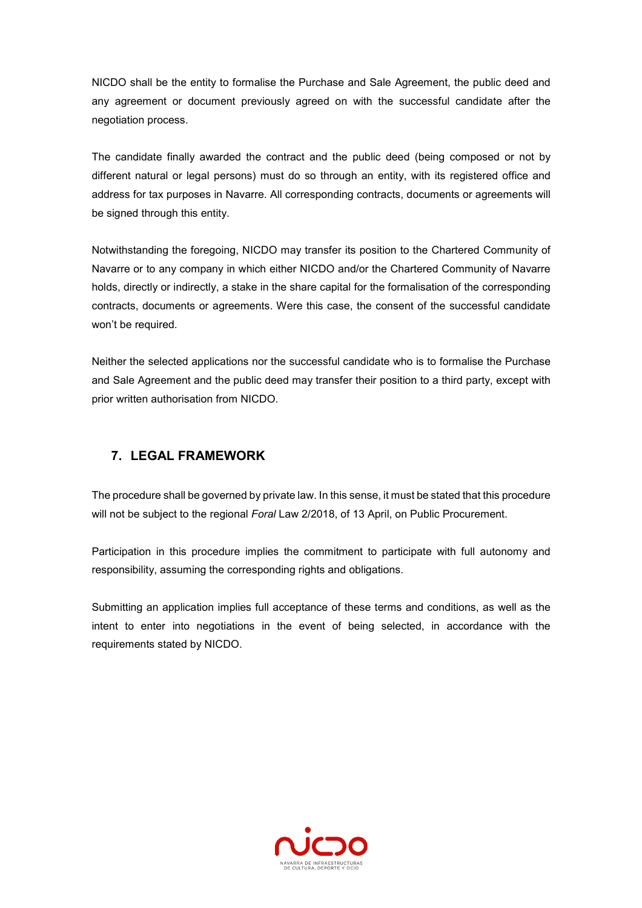NICDO shall be the entity to formalise the Purchase and Sale Agreement, the public deed and any agreement or document previously agreed on with the successful candidate after the negotiation process.

The candidate finally awarded the contract and the public deed (being composed or not by different natural or legal persons) must do so through an entity, with its registered office and address for tax purposes in Navarre. All corresponding contracts, documents or agreements will be signed through this entity.

Notwithstanding the foregoing, NICDO may transfer its position to the Chartered Community of Navarre or to any company in which either NICDO and/or the Chartered Community of Navarre holds, directly or indirectly, a stake in the share capital for the formalisation of the corresponding contracts, documents or agreements. Were this case, the consent of the successful candidate won't be required.

Neither the selected applications nor the successful candidate who is to formalise the Purchase and Sale Agreement and the public deed may transfer their position to a third party, except with prior written authorisation from NICDO.

## 7. LEGAL FRAMEWORK

The procedure shall be governed by private law. In this sense, it must be stated that this procedure will not be subject to the regional *Foral* Law 2/2018, of 13 April, on Public Procurement.

Participation in this procedure implies the commitment to participate with full autonomy and responsibility, assuming the corresponding rights and obligations.

Submitting an application implies full acceptance of these terms and conditions, as well as the intent to enter into negotiations in the event of being selected, in accordance with the requirements stated by NICDO.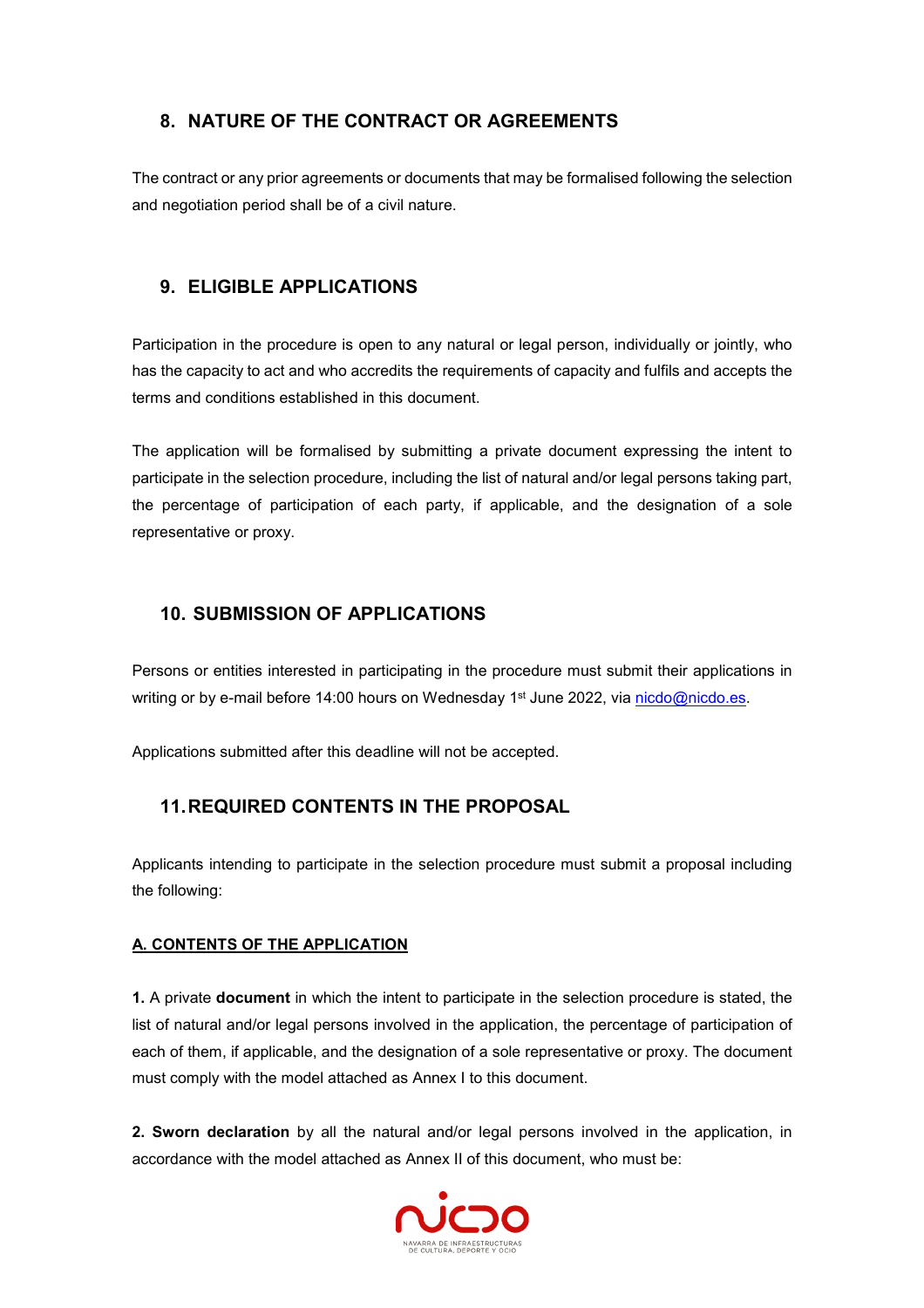## 8. NATURE OF THE CONTRACT OR AGREEMENTS

The contract or any prior agreements or documents that may be formalised following the selection and negotiation period shall be of a civil nature.

## 9. ELIGIBLE APPLICATIONS

Participation in the procedure is open to any natural or legal person, individually or jointly, who has the capacity to act and who accredits the requirements of capacity and fulfils and accepts the terms and conditions established in this document.

The application will be formalised by submitting a private document expressing the intent to participate in the selection procedure, including the list of natural and/or legal persons taking part, the percentage of participation of each party, if applicable, and the designation of a sole representative or proxy.

## 10. SUBMISSION OF APPLICATIONS

Persons or entities interested in participating in the procedure must submit their applications in writing or by e-mail before 14:00 hours on Wednesday 1st June 2022, via nicdo@nicdo.es.

Applications submitted after this deadline will not be accepted.

## 11. REQUIRED CONTENTS IN THE PROPOSAL

Applicants intending to participate in the selection procedure must submit a proposal including the following:

**A. CONTENTS OF THE APPLICATION**

**1.** A private **document** in which the intent to participate in the selection procedure is stated, the list of natural and/or legal persons involved in the application, the percentage of participation of each of them, if applicable, and the designation of a sole representative or proxy. The document must comply with the model attached as Annex I to this document.

**2. Sworn declaration** by all the natural and/or legal persons involved in the application, in accordance with the model attached as Annex II of this document, who must be: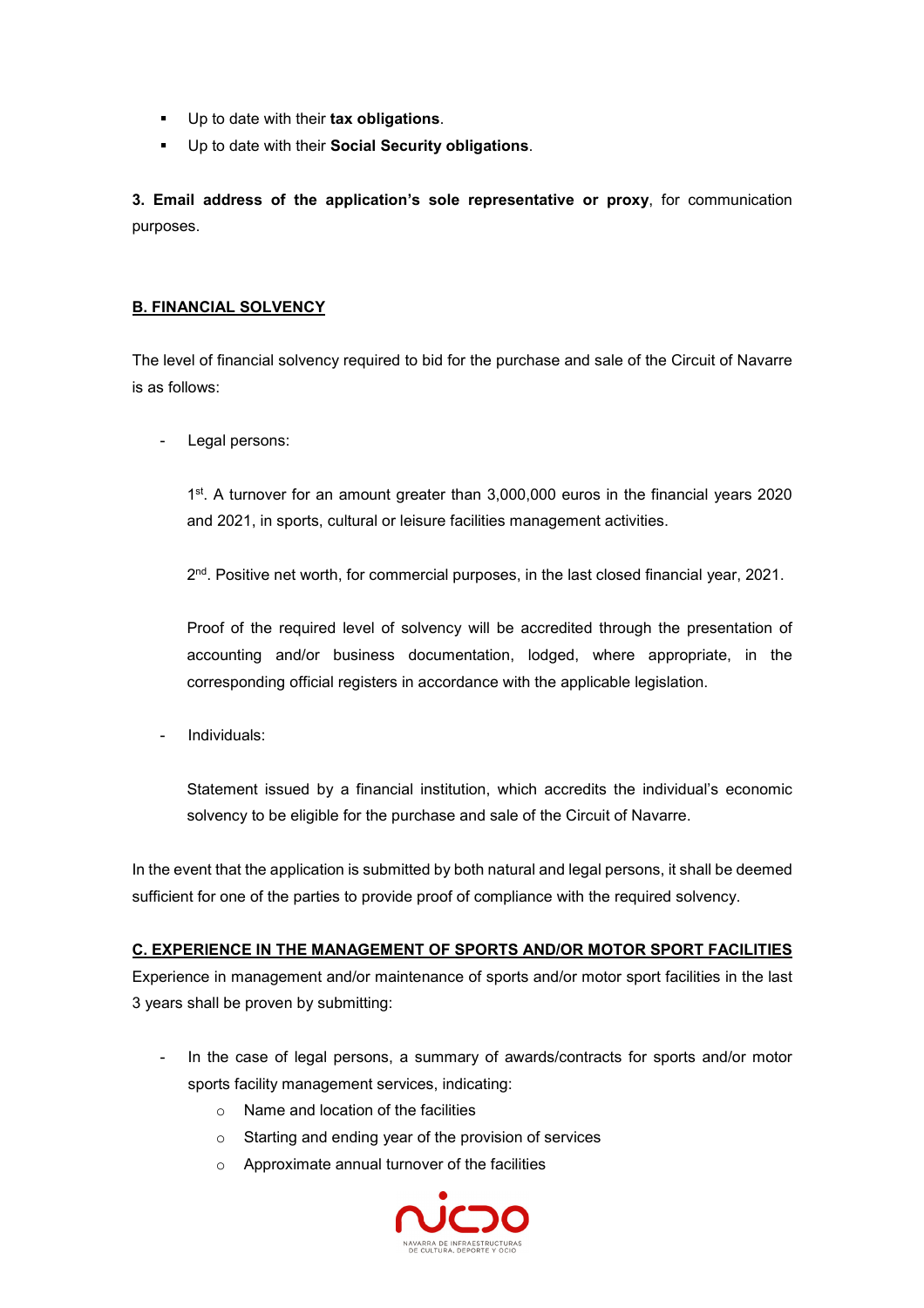- Up to date with their **tax obligations**.
- Up to date with their **Social Security obligations**.

**3. Email address of the application's sole representative or proxy**, for communication purposes.

**B. FINANCIAL SOLVENCY**

The level of financial solvency required to bid for the purchase and sale of the Circuit of Navarre is as follows:

- Legal persons:

  1st. A turnover for an amount greater than 3,000,000 euros in the financial years 2020 and 2021, in sports, cultural or leisure facilities management activities.

  2nd. Positive net worth, for commercial purposes, in the last closed financial year, 2021.

  Proof of the required level of solvency will be accredited through the presentation of accounting and/or business documentation, lodged, where appropriate, in the corresponding official registers in accordance with the applicable legislation.

- Individuals:

  Statement issued by a financial institution, which accredits the individual's economic solvency to be eligible for the purchase and sale of the Circuit of Navarre.

In the event that the application is submitted by both natural and legal persons, it shall be deemed sufficient for one of the parties to provide proof of compliance with the required solvency.

**C. EXPERIENCE IN THE MANAGEMENT OF SPORTS AND/OR MOTOR SPORT FACILITIES**

Experience in management and/or maintenance of sports and/or motor sport facilities in the last 3 years shall be proven by submitting:

- In the case of legal persons, a summary of awards/contracts for sports and/or motor sports facility management services, indicating:
  - Name and location of the facilities
  - Starting and ending year of the provision of services
  - Approximate annual turnover of the facilities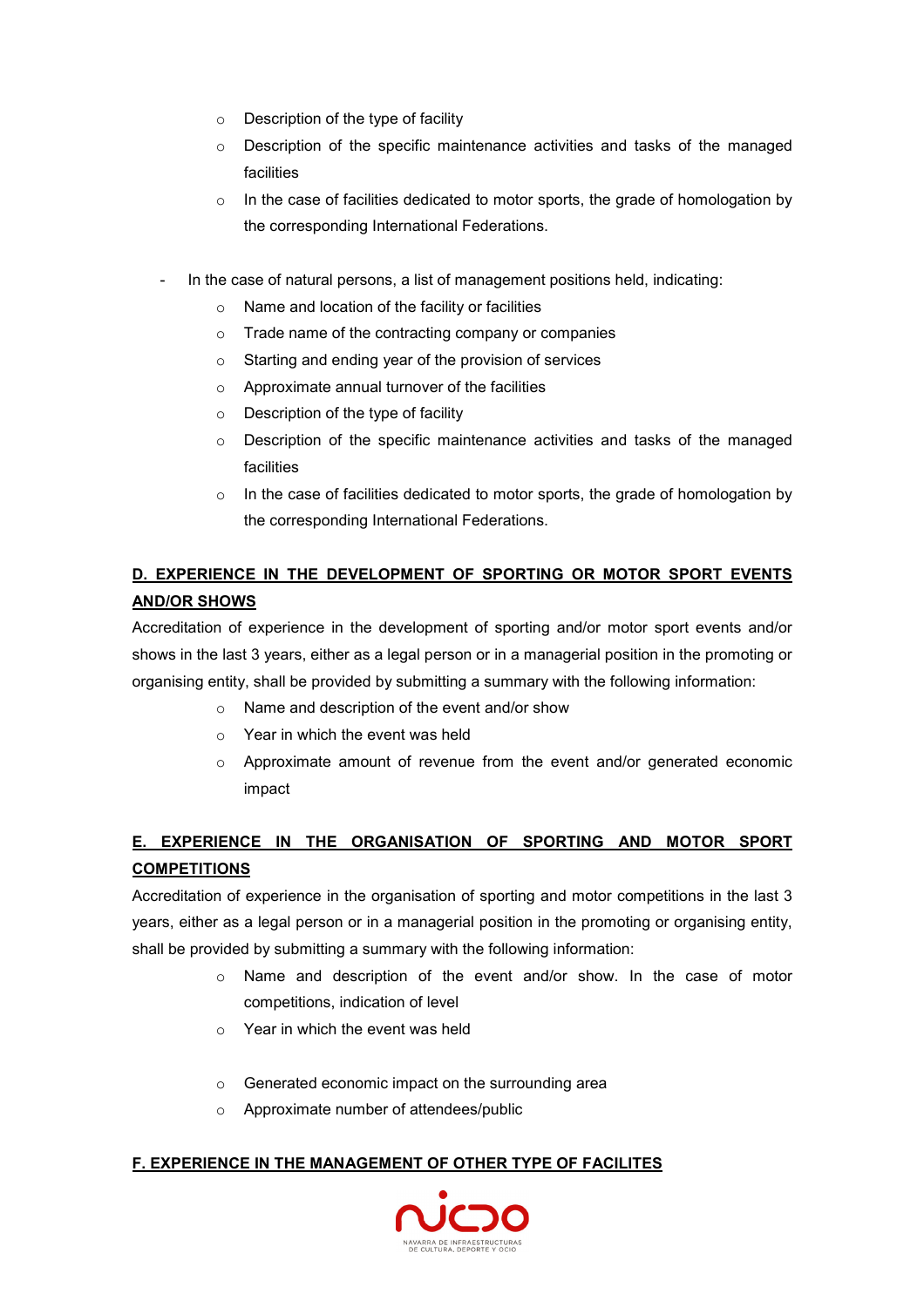- Description of the type of facility
  - Description of the specific maintenance activities and tasks of the managed facilities
  - In the case of facilities dedicated to motor sports, the grade of homologation by the corresponding International Federations.

- In the case of natural persons, a list of management positions held, indicating:
  - Name and location of the facility or facilities
  - Trade name of the contracting company or companies
  - Starting and ending year of the provision of services
  - Approximate annual turnover of the facilities
  - Description of the type of facility
  - Description of the specific maintenance activities and tasks of the managed facilities
  - In the case of facilities dedicated to motor sports, the grade of homologation by the corresponding International Federations.

## D. EXPERIENCE IN THE DEVELOPMENT OF SPORTING OR MOTOR SPORT EVENTS AND/OR SHOWS

Accreditation of experience in the development of sporting and/or motor sport events and/or shows in the last 3 years, either as a legal person or in a managerial position in the promoting or organising entity, shall be provided by submitting a summary with the following information:

- Name and description of the event and/or show
- Year in which the event was held
- Approximate amount of revenue from the event and/or generated economic impact

## E. EXPERIENCE IN THE ORGANISATION OF SPORTING AND MOTOR SPORT COMPETITIONS

Accreditation of experience in the organisation of sporting and motor competitions in the last 3 years, either as a legal person or in a managerial position in the promoting or organising entity, shall be provided by submitting a summary with the following information:

- Name and description of the event and/or show. In the case of motor competitions, indication of level
- Year in which the event was held
- Generated economic impact on the surrounding area
- Approximate number of attendees/public

## F. EXPERIENCE IN THE MANAGEMENT OF OTHER TYPE OF FACILITES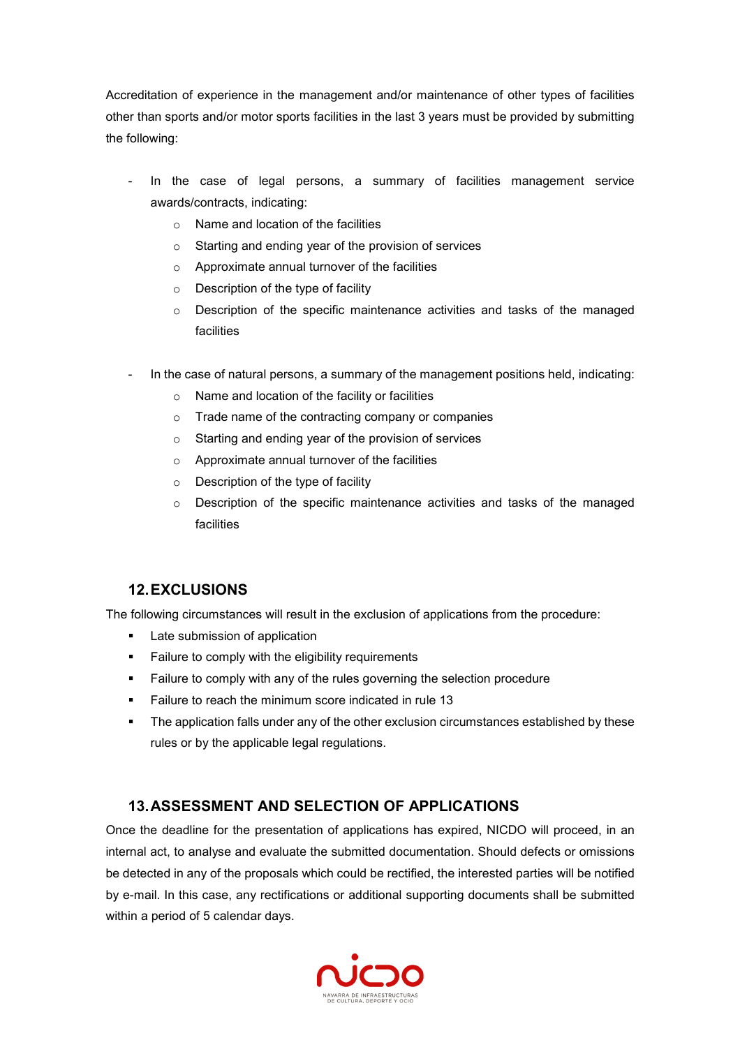Accreditation of experience in the management and/or maintenance of other types of facilities other than sports and/or motor sports facilities in the last 3 years must be provided by submitting the following:

- In the case of legal persons, a summary of facilities management service awards/contracts, indicating:
  - Name and location of the facilities
  - Starting and ending year of the provision of services
  - Approximate annual turnover of the facilities
  - Description of the type of facility
  - Description of the specific maintenance activities and tasks of the managed facilities

- In the case of natural persons, a summary of the management positions held, indicating:
  - Name and location of the facility or facilities
  - Trade name of the contracting company or companies
  - Starting and ending year of the provision of services
  - Approximate annual turnover of the facilities
  - Description of the type of facility
  - Description of the specific maintenance activities and tasks of the managed facilities

## 12. EXCLUSIONS

The following circumstances will result in the exclusion of applications from the procedure:

- Late submission of application
- Failure to comply with the eligibility requirements
- Failure to comply with any of the rules governing the selection procedure
- Failure to reach the minimum score indicated in rule 13
- The application falls under any of the other exclusion circumstances established by these rules or by the applicable legal regulations.

## 13. ASSESSMENT AND SELECTION OF APPLICATIONS

Once the deadline for the presentation of applications has expired, NICDO will proceed, in an internal act, to analyse and evaluate the submitted documentation. Should defects or omissions be detected in any of the proposals which could be rectified, the interested parties will be notified by e-mail. In this case, any rectifications or additional supporting documents shall be submitted within a period of 5 calendar days.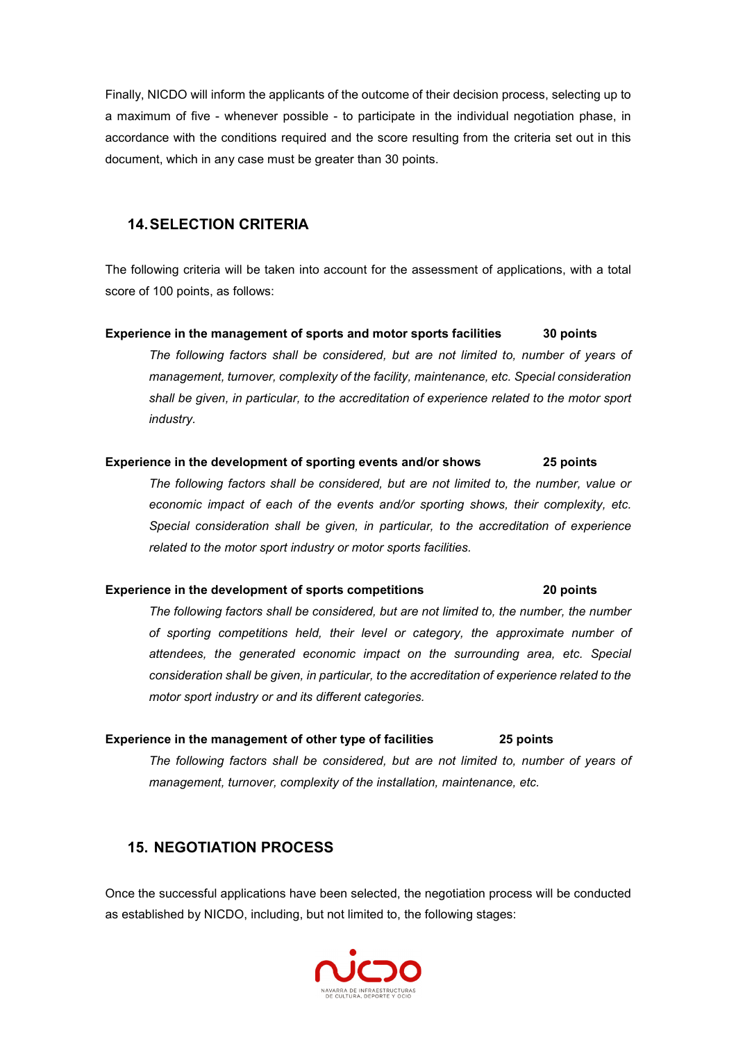Finally, NICDO will inform the applicants of the outcome of their decision process, selecting up to a maximum of five - whenever possible - to participate in the individual negotiation phase, in accordance with the conditions required and the score resulting from the criteria set out in this document, which in any case must be greater than 30 points.

## 14. SELECTION CRITERIA

The following criteria will be taken into account for the assessment of applications, with a total score of 100 points, as follows:

**Experience in the management of sports and motor sports facilities 30 points**

*The following factors shall be considered, but are not limited to, number of years of management, turnover, complexity of the facility, maintenance, etc. Special consideration shall be given, in particular, to the accreditation of experience related to the motor sport industry.*

**Experience in the development of sporting events and/or shows 25 points**

*The following factors shall be considered, but are not limited to, the number, value or economic impact of each of the events and/or sporting shows, their complexity, etc. Special consideration shall be given, in particular, to the accreditation of experience related to the motor sport industry or motor sports facilities.*

**Experience in the development of sports competitions 20 points**

*The following factors shall be considered, but are not limited to, the number, the number of sporting competitions held, their level or category, the approximate number of attendees, the generated economic impact on the surrounding area, etc. Special consideration shall be given, in particular, to the accreditation of experience related to the motor sport industry or and its different categories.*

**Experience in the management of other type of facilities 25 points**

*The following factors shall be considered, but are not limited to, number of years of management, turnover, complexity of the installation, maintenance, etc.*

## 15. NEGOTIATION PROCESS

Once the successful applications have been selected, the negotiation process will be conducted as established by NICDO, including, but not limited to, the following stages: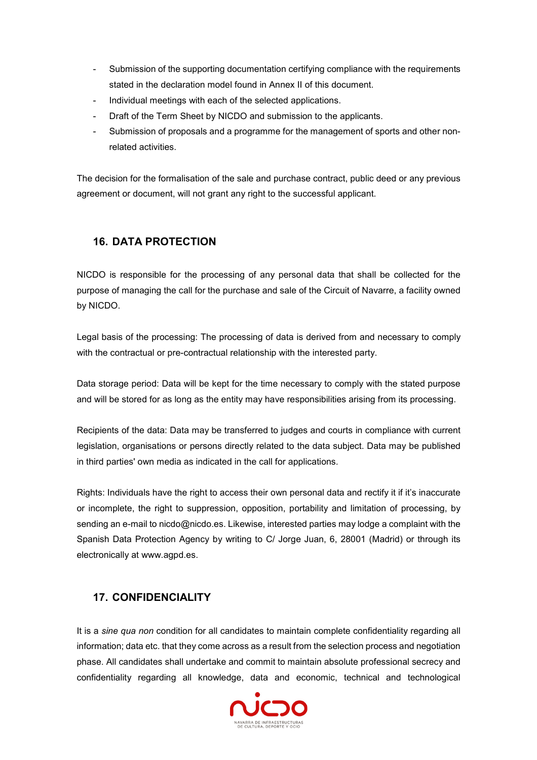- Submission of the supporting documentation certifying compliance with the requirements stated in the declaration model found in Annex II of this document.
- Individual meetings with each of the selected applications.
- Draft of the Term Sheet by NICDO and submission to the applicants.
- Submission of proposals and a programme for the management of sports and other non-related activities.

The decision for the formalisation of the sale and purchase contract, public deed or any previous agreement or document, will not grant any right to the successful applicant.

## 16. DATA PROTECTION

NICDO is responsible for the processing of any personal data that shall be collected for the purpose of managing the call for the purchase and sale of the Circuit of Navarre, a facility owned by NICDO.

Legal basis of the processing: The processing of data is derived from and necessary to comply with the contractual or pre-contractual relationship with the interested party.

Data storage period: Data will be kept for the time necessary to comply with the stated purpose and will be stored for as long as the entity may have responsibilities arising from its processing.

Recipients of the data: Data may be transferred to judges and courts in compliance with current legislation, organisations or persons directly related to the data subject. Data may be published in third parties' own media as indicated in the call for applications.

Rights: Individuals have the right to access their own personal data and rectify it if it's inaccurate or incomplete, the right to suppression, opposition, portability and limitation of processing, by sending an e-mail to nicdo@nicdo.es. Likewise, interested parties may lodge a complaint with the Spanish Data Protection Agency by writing to C/ Jorge Juan, 6, 28001 (Madrid) or through its electronically at www.agpd.es.

## 17. CONFIDENCIALITY

It is a *sine qua non* condition for all candidates to maintain complete confidentiality regarding all information; data etc. that they come across as a result from the selection process and negotiation phase. All candidates shall undertake and commit to maintain absolute professional secrecy and confidentiality regarding all knowledge, data and economic, technical and technological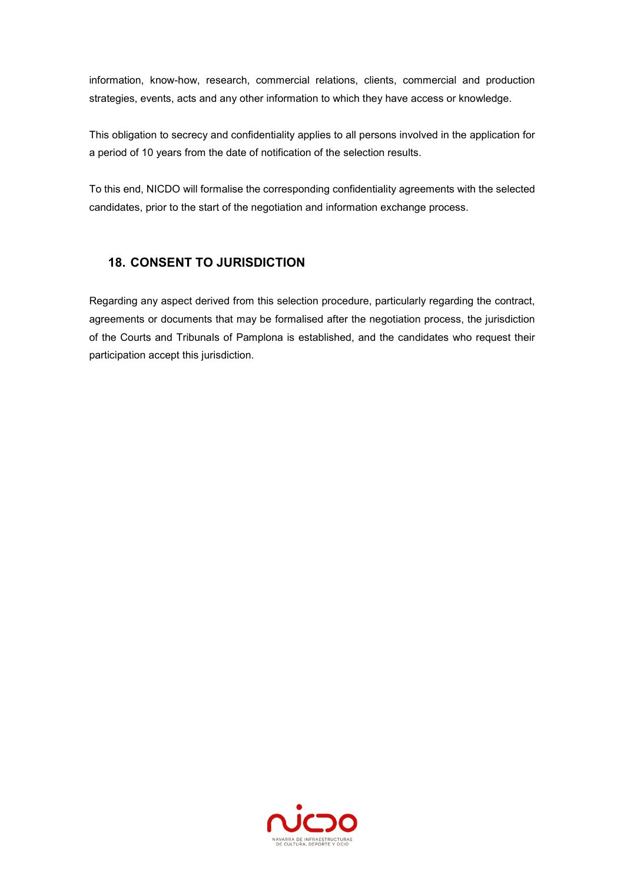information, know-how, research, commercial relations, clients, commercial and production strategies, events, acts and any other information to which they have access or knowledge.

This obligation to secrecy and confidentiality applies to all persons involved in the application for a period of 10 years from the date of notification of the selection results.

To this end, NICDO will formalise the corresponding confidentiality agreements with the selected candidates, prior to the start of the negotiation and information exchange process.

## 18. CONSENT TO JURISDICTION

Regarding any aspect derived from this selection procedure, particularly regarding the contract, agreements or documents that may be formalised after the negotiation process, the jurisdiction of the Courts and Tribunals of Pamplona is established, and the candidates who request their participation accept this jurisdiction.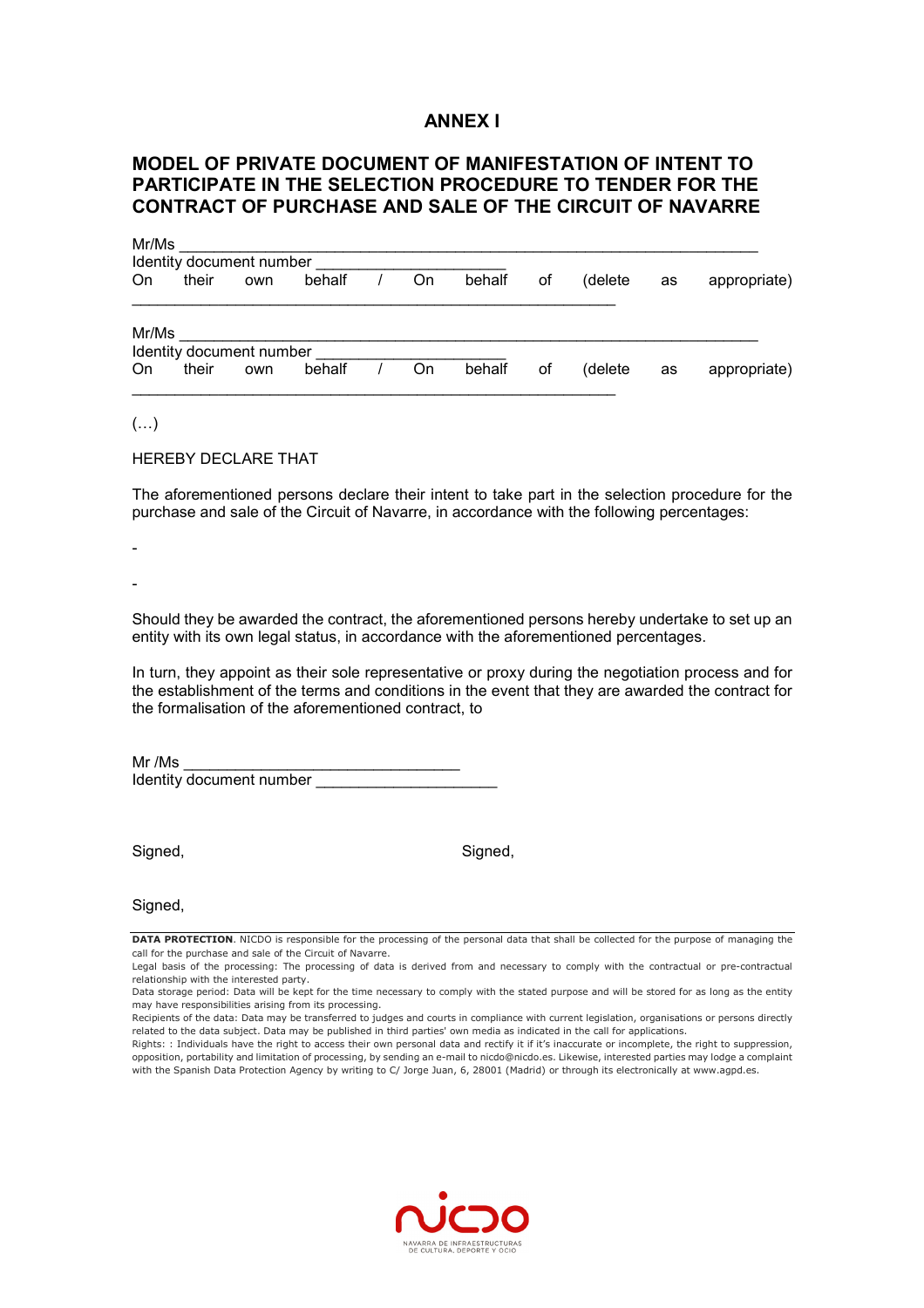## ANNEX I

## MODEL OF PRIVATE DOCUMENT OF MANIFESTATION OF INTENT TO PARTICIPATE IN THE SELECTION PROCEDURE TO TENDER FOR THE CONTRACT OF PURCHASE AND SALE OF THE CIRCUIT OF NAVARRE

Mr/Ms ______________________________________________________________
Identity document number ____________________
On their own behalf / On behalf of (delete as appropriate) ______________________________________________________

Mr/Ms ______________________________________________________________
Identity document number ____________________
On their own behalf / On behalf of (delete as appropriate) ______________________________________________________

(…)

HEREBY DECLARE THAT

The aforementioned persons declare their intent to take part in the selection procedure for the purchase and sale of the Circuit of Navarre, in accordance with the following percentages:

-

-

Should they be awarded the contract, the aforementioned persons hereby undertake to set up an entity with its own legal status, in accordance with the aforementioned percentages.

In turn, they appoint as their sole representative or proxy during the negotiation process and for the establishment of the terms and conditions in the event that they are awarded the contract for the formalisation of the aforementioned contract, to

Mr /Ms ______________________________
Identity document number ____________________

Signed,

Signed,

Signed,

**DATA PROTECTION**. NICDO is responsible for the processing of the personal data that shall be collected for the purpose of managing the call for the purchase and sale of the Circuit of Navarre.
Legal basis of the processing: The processing of data is derived from and necessary to comply with the contractual or pre-contractual relationship with the interested party.
Data storage period: Data will be kept for the time necessary to comply with the stated purpose and will be stored for as long as the entity may have responsibilities arising from its processing.
Recipients of the data: Data may be transferred to judges and courts in compliance with current legislation, organisations or persons directly related to the data subject. Data may be published in third parties' own media as indicated in the call for applications.
Rights: : Individuals have the right to access their own personal data and rectify it if it's inaccurate or incomplete, the right to suppression, opposition, portability and limitation of processing, by sending an e-mail to nicdo@nicdo.es. Likewise, interested parties may lodge a complaint with the Spanish Data Protection Agency by writing to C/ Jorge Juan, 6, 28001 (Madrid) or through its electronically at www.agpd.es.

NAVARRA DE INFRAESTRUCTURAS DE CULTURA, DEPORTE Y OCIO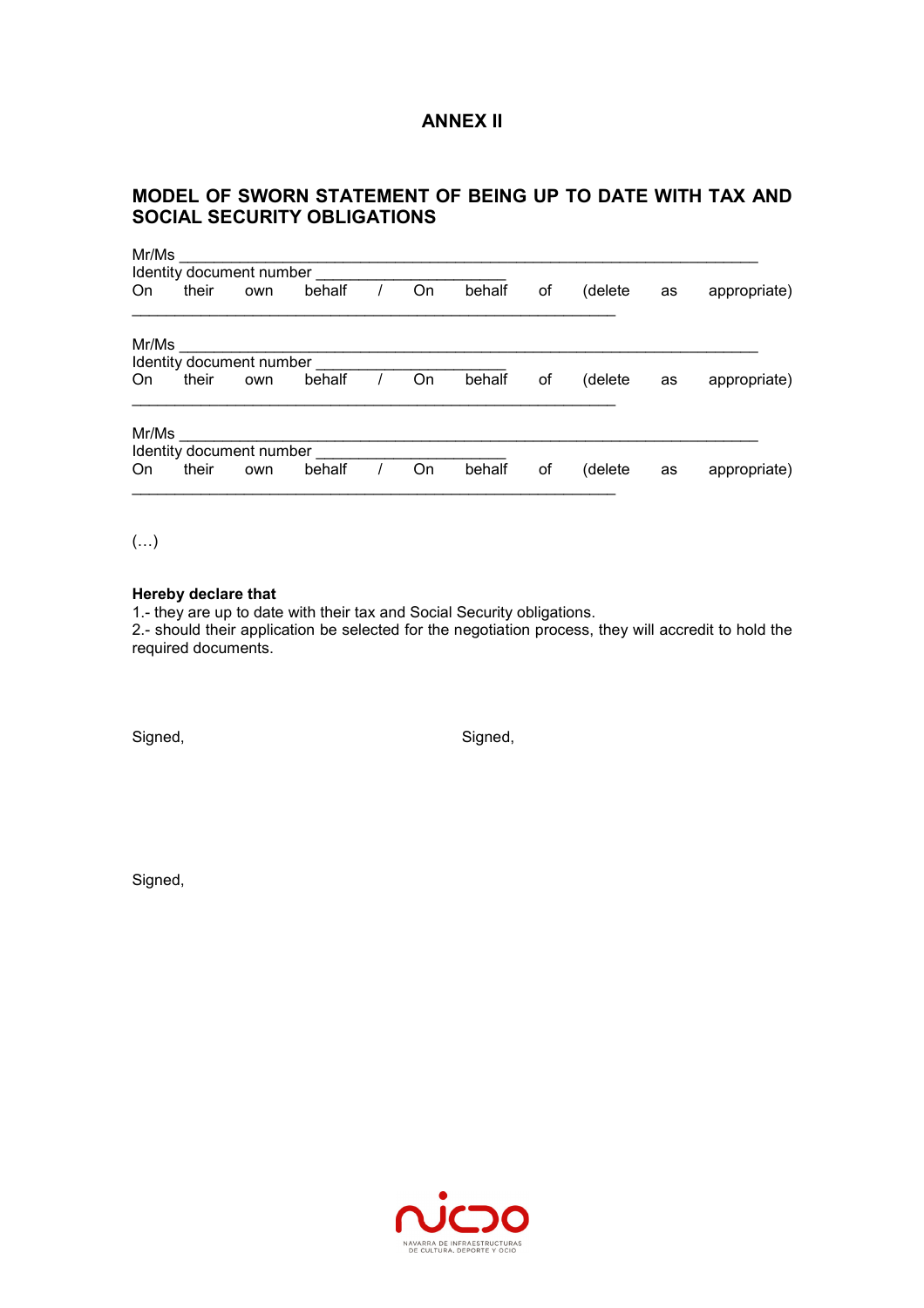# ANNEX II

## MODEL OF SWORN STATEMENT OF BEING UP TO DATE WITH TAX AND SOCIAL SECURITY OBLIGATIONS

Mr/Ms ____________________________________________________________
Identity document number ____________________
On their own behalf / On behalf of (delete as appropriate) ______________________________________________________

Mr/Ms ____________________________________________________________
Identity document number ____________________
On their own behalf / On behalf of (delete as appropriate) ______________________________________________________

Mr/Ms ____________________________________________________________
Identity document number ____________________
On their own behalf / On behalf of (delete as appropriate) ______________________________________________________

(…)

**Hereby declare that**
1.- they are up to date with their tax and Social Security obligations.
2.- should their application be selected for the negotiation process, they will accredit to hold the required documents.

Signed,

Signed,

Signed,

NAVARRA DE INFRAESTRUCTURAS DE CULTURA, DEPORTE Y OCIO